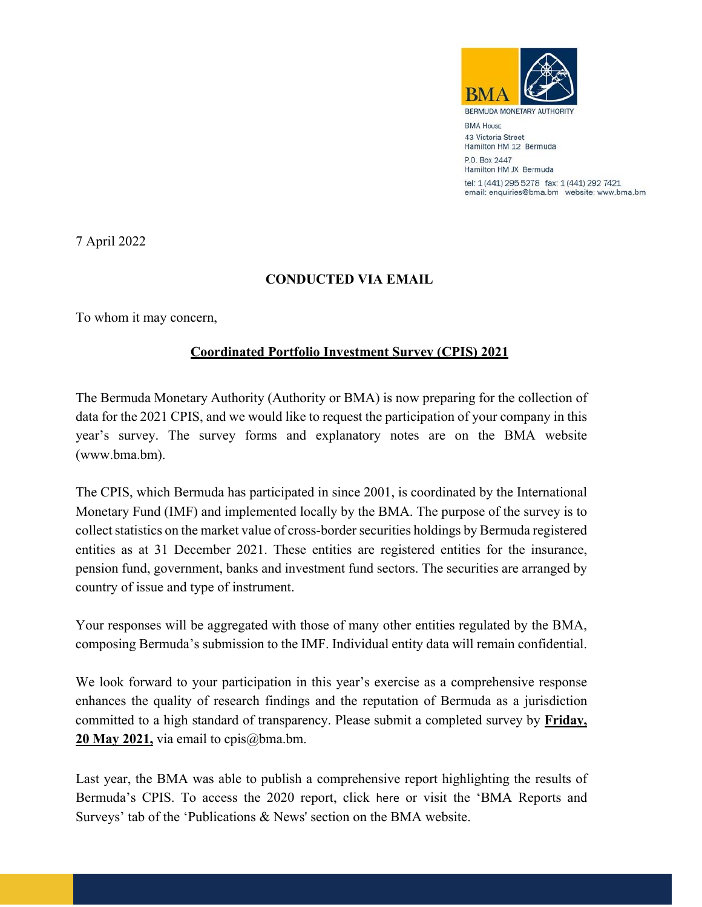BMA
BERMUDA MONETARY AUTHORITY

BMA House
43 Victoria Street
Hamilton HM 12 Bermuda

P.O. Box 2447
Hamilton HM JX Bermuda

tel: 1 (441) 295 5278 fax: 1 (441) 292 7421
email: enquiries@bma.bm website: www.bma.bm

7 April 2022

**CONDUCTED VIA EMAIL**

To whom it may concern,

**Coordinated Portfolio Investment Survey (CPIS) 2021**

The Bermuda Monetary Authority (Authority or BMA) is now preparing for the collection of data for the 2021 CPIS, and we would like to request the participation of your company in this year's survey. The survey forms and explanatory notes are on the BMA website (www.bma.bm).

The CPIS, which Bermuda has participated in since 2001, is coordinated by the International Monetary Fund (IMF) and implemented locally by the BMA. The purpose of the survey is to collect statistics on the market value of cross-border securities holdings by Bermuda registered entities as at 31 December 2021. These entities are registered entities for the insurance, pension fund, government, banks and investment fund sectors. The securities are arranged by country of issue and type of instrument.

Your responses will be aggregated with those of many other entities regulated by the BMA, composing Bermuda's submission to the IMF. Individual entity data will remain confidential.

We look forward to your participation in this year's exercise as a comprehensive response enhances the quality of research findings and the reputation of Bermuda as a jurisdiction committed to a high standard of transparency. Please submit a completed survey by **Friday, 20 May 2021,** via email to cpis@bma.bm.

Last year, the BMA was able to publish a comprehensive report highlighting the results of Bermuda's CPIS. To access the 2020 report, click here or visit the 'BMA Reports and Surveys' tab of the 'Publications & News' section on the BMA website.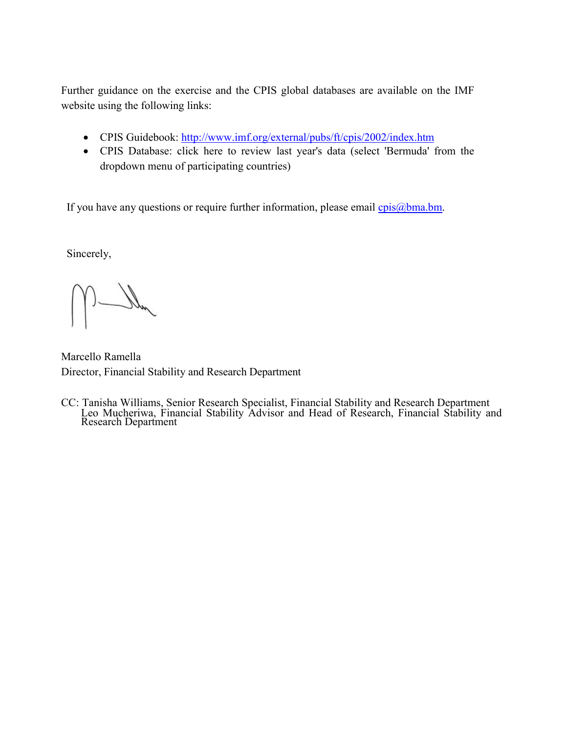Further guidance on the exercise and the CPIS global databases are available on the IMF website using the following links:

- CPIS Guidebook: http://www.imf.org/external/pubs/ft/cpis/2002/index.htm
- CPIS Database: click here to review last year's data (select 'Bermuda' from the dropdown menu of participating countries)

If you have any questions or require further information, please email cpis@bma.bm.

Sincerely,

Marcello Ramella
Director, Financial Stability and Research Department

CC: Tanisha Williams, Senior Research Specialist, Financial Stability and Research Department
Leo Mucheriwa, Financial Stability Advisor and Head of Research, Financial Stability and Research Department